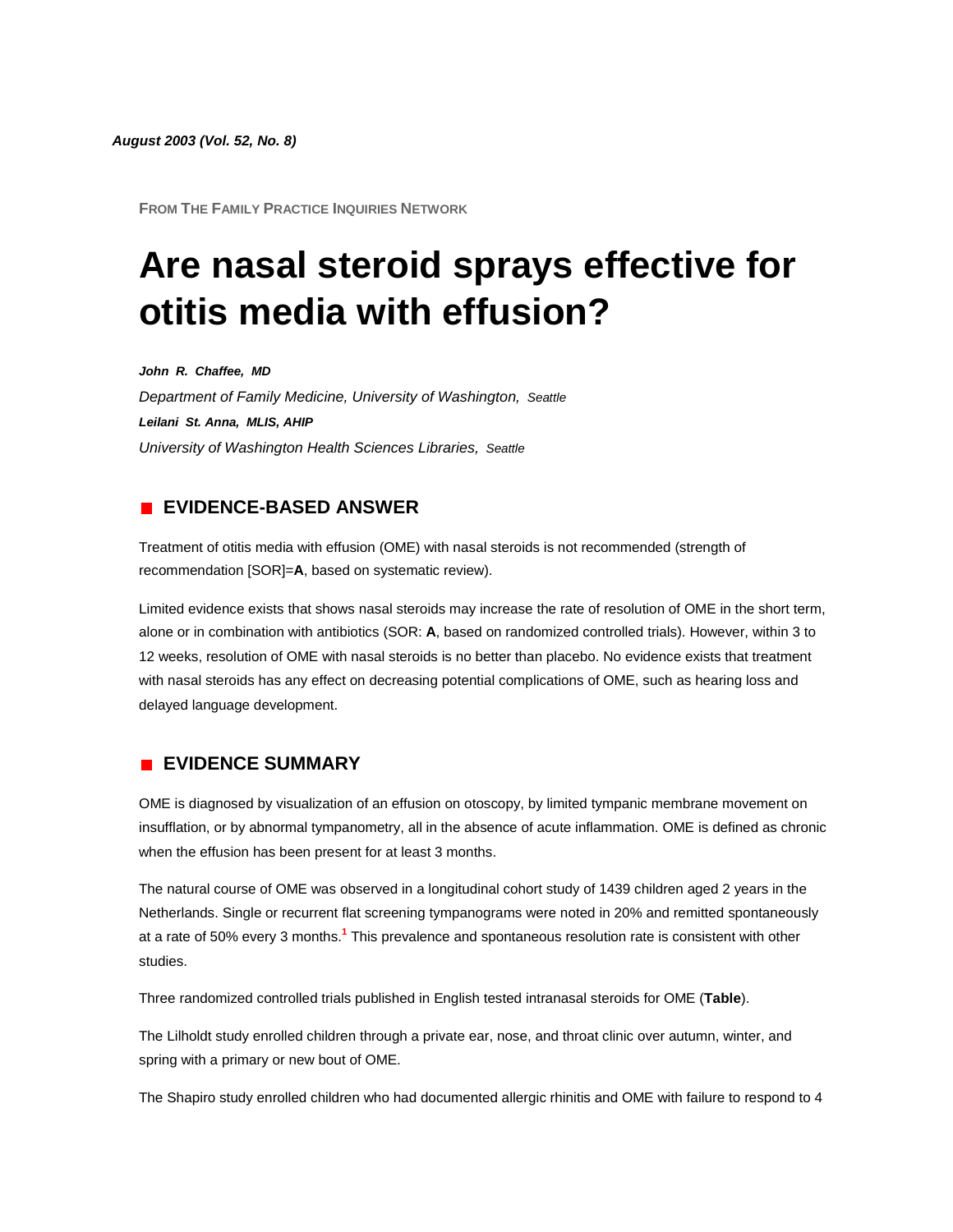*August 2003 (Vol. 52, No. 8)*

FROM THE FAMILY PRACTICE INQUIRIES NETWORK

# Are nasal steroid sprays effective for otitis media with effusion?

***John R. Chaffee, MD***
*Department of Family Medicine, University of Washington, Seattle*
***Leilani St. Anna, MLIS, AHIP***
*University of Washington Health Sciences Libraries, Seattle*

## EVIDENCE-BASED ANSWER

Treatment of otitis media with effusion (OME) with nasal steroids is not recommended (strength of recommendation [SOR]=**A**, based on systematic review).

Limited evidence exists that shows nasal steroids may increase the rate of resolution of OME in the short term, alone or in combination with antibiotics (SOR: **A**, based on randomized controlled trials). However, within 3 to 12 weeks, resolution of OME with nasal steroids is no better than placebo. No evidence exists that treatment with nasal steroids has any effect on decreasing potential complications of OME, such as hearing loss and delayed language development.

## EVIDENCE SUMMARY

OME is diagnosed by visualization of an effusion on otoscopy, by limited tympanic membrane movement on insufflation, or by abnormal tympanometry, all in the absence of acute inflammation. OME is defined as chronic when the effusion has been present for at least 3 months.

The natural course of OME was observed in a longitudinal cohort study of 1439 children aged 2 years in the Netherlands. Single or recurrent flat screening tympanograms were noted in 20% and remitted spontaneously at a rate of 50% every 3 months.[1] This prevalence and spontaneous resolution rate is consistent with other studies.

Three randomized controlled trials published in English tested intranasal steroids for OME (**Table**).

The Lilholdt study enrolled children through a private ear, nose, and throat clinic over autumn, winter, and spring with a primary or new bout of OME.

The Shapiro study enrolled children who had documented allergic rhinitis and OME with failure to respond to 4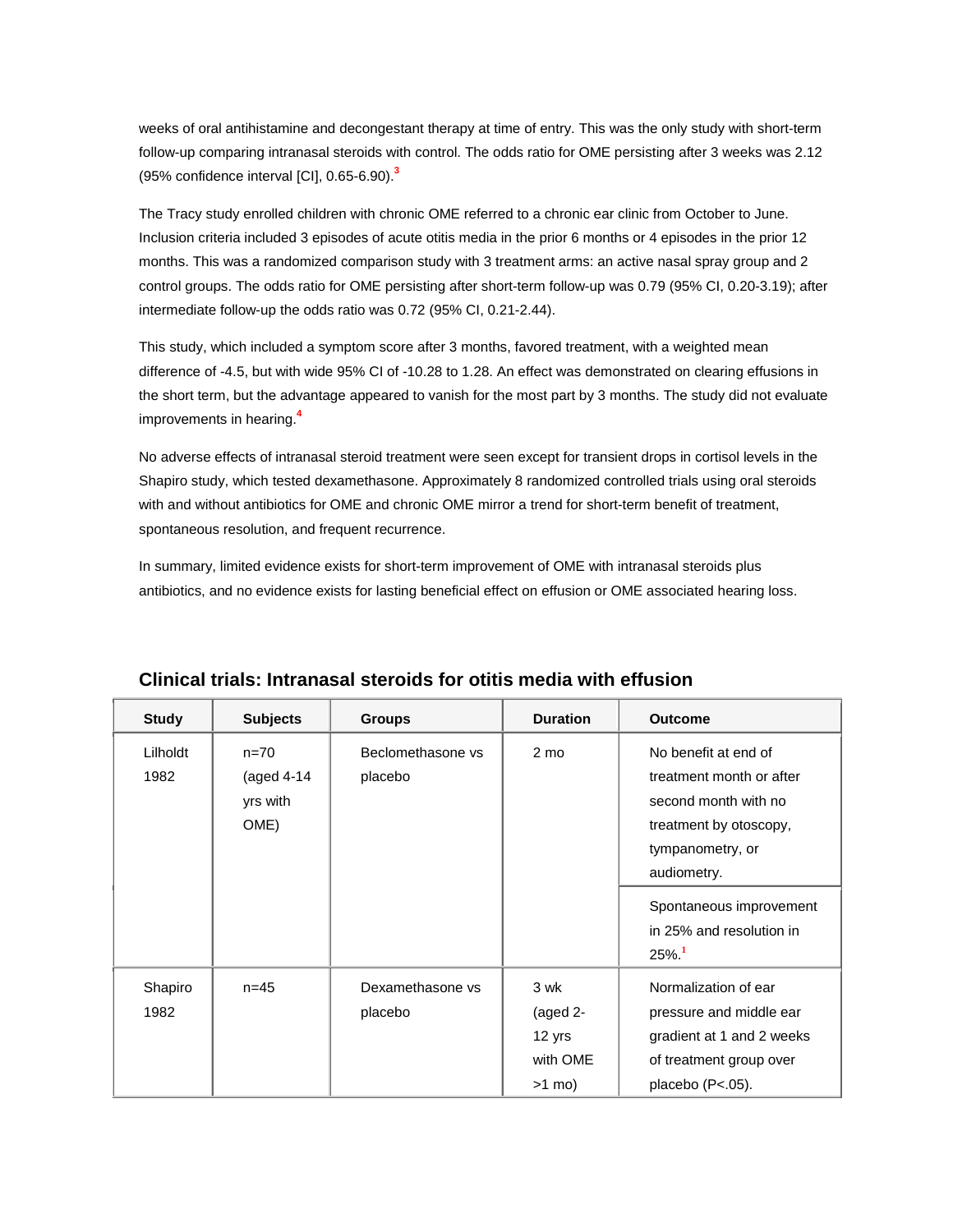weeks of oral antihistamine and decongestant therapy at time of entry. This was the only study with short-term follow-up comparing intranasal steroids with control. The odds ratio for OME persisting after 3 weeks was 2.12 (95% confidence interval [CI], 0.65-6.90).[3]

The Tracy study enrolled children with chronic OME referred to a chronic ear clinic from October to June. Inclusion criteria included 3 episodes of acute otitis media in the prior 6 months or 4 episodes in the prior 12 months. This was a randomized comparison study with 3 treatment arms: an active nasal spray group and 2 control groups. The odds ratio for OME persisting after short-term follow-up was 0.79 (95% CI, 0.20-3.19); after intermediate follow-up the odds ratio was 0.72 (95% CI, 0.21-2.44).

This study, which included a symptom score after 3 months, favored treatment, with a weighted mean difference of -4.5, but with wide 95% CI of -10.28 to 1.28. An effect was demonstrated on clearing effusions in the short term, but the advantage appeared to vanish for the most part by 3 months. The study did not evaluate improvements in hearing.[4]

No adverse effects of intranasal steroid treatment were seen except for transient drops in cortisol levels in the Shapiro study, which tested dexamethasone. Approximately 8 randomized controlled trials using oral steroids with and without antibiotics for OME and chronic OME mirror a trend for short-term benefit of treatment, spontaneous resolution, and frequent recurrence.

In summary, limited evidence exists for short-term improvement of OME with intranasal steroids plus antibiotics, and no evidence exists for lasting beneficial effect on effusion or OME associated hearing loss.

## Clinical trials: Intranasal steroids for otitis media with effusion

| Study | Subjects | Groups | Duration | Outcome |
| --- | --- | --- | --- | --- |
| Lilholdt 1982 | n=70 (aged 4-14 yrs with OME) | Beclomethasone vs placebo | 2 mo | No benefit at end of treatment month or after second month with no treatment by otoscopy, tympanometry, or audiometry. |
| | | | | Spontaneous improvement in 25% and resolution in 25%.[1] |
| Shapiro 1982 | n=45 | Dexamethasone vs placebo | 3 wk (aged 2-12 yrs with OME >1 mo) | Normalization of ear pressure and middle ear gradient at 1 and 2 weeks of treatment group over placebo (P<.05). |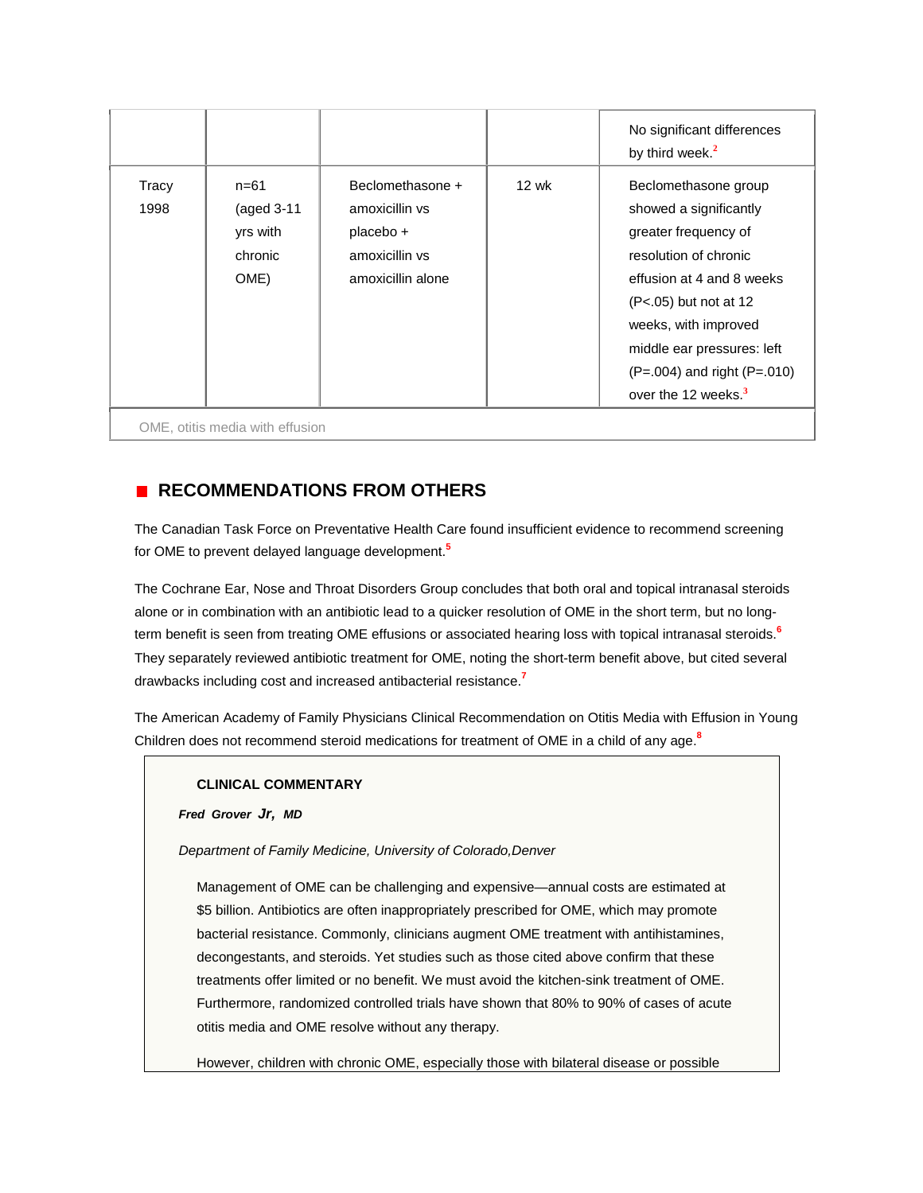| | | | | |
|---|---|---|---|---|
| | | | | No significant differences by third week.[2] |
| Tracy 1998 | n=61 (aged 3-11 yrs with chronic OME) | Beclomethasone + amoxicillin vs placebo + amoxicillin vs amoxicillin alone | 12 wk | Beclomethasone group showed a significantly greater frequency of resolution of chronic effusion at 4 and 8 weeks ($P<.05$) but not at 12 weeks, with improved middle ear pressures: left ($P=.004$) and right ($P=.010$) over the 12 weeks.[3] |

OME, otitis media with effusion

## RECOMMENDATIONS FROM OTHERS

The Canadian Task Force on Preventative Health Care found insufficient evidence to recommend screening for OME to prevent delayed language development.[5]

The Cochrane Ear, Nose and Throat Disorders Group concludes that both oral and topical intranasal steroids alone or in combination with an antibiotic lead to a quicker resolution of OME in the short term, but no long-term benefit is seen from treating OME effusions or associated hearing loss with topical intranasal steroids.[6] They separately reviewed antibiotic treatment for OME, noting the short-term benefit above, but cited several drawbacks including cost and increased antibacterial resistance.[7]

The American Academy of Family Physicians Clinical Recommendation on Otitis Media with Effusion in Young Children does not recommend steroid medications for treatment of OME in a child of any age.[8]

**CLINICAL COMMENTARY**

***Fred Grover Jr, MD***

*Department of Family Medicine, University of Colorado,Denver*

Management of OME can be challenging and expensive—annual costs are estimated at $5 billion. Antibiotics are often inappropriately prescribed for OME, which may promote bacterial resistance. Commonly, clinicians augment OME treatment with antihistamines, decongestants, and steroids. Yet studies such as those cited above confirm that these treatments offer limited or no benefit. We must avoid the kitchen-sink treatment of OME. Furthermore, randomized controlled trials have shown that 80% to 90% of cases of acute otitis media and OME resolve without any therapy.

However, children with chronic OME, especially those with bilateral disease or possible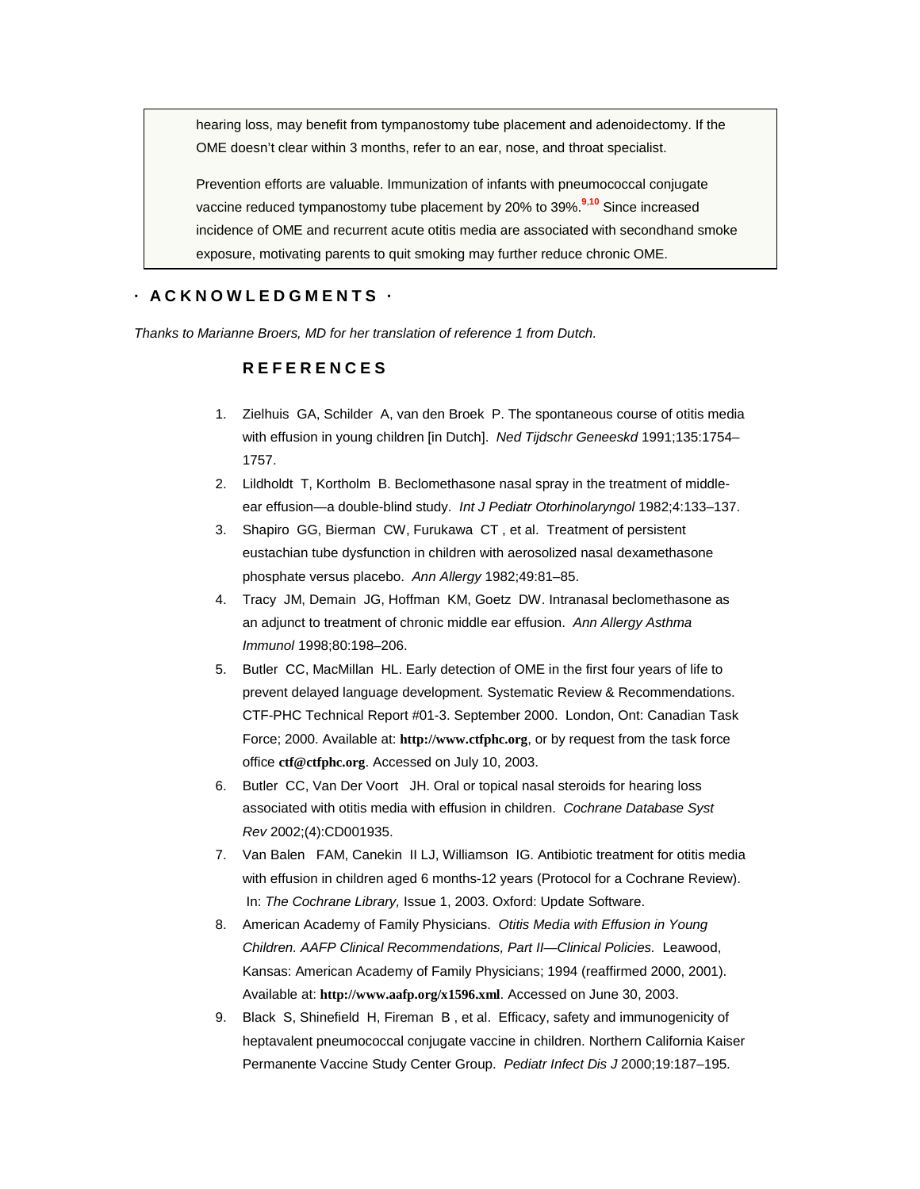hearing loss, may benefit from tympanostomy tube placement and adenoidectomy. If the OME doesn't clear within 3 months, refer to an ear, nose, and throat specialist.

Prevention efforts are valuable. Immunization of infants with pneumococcal conjugate vaccine reduced tympanostomy tube placement by 20% to 39%.[9,10] Since increased incidence of OME and recurrent acute otitis media are associated with secondhand smoke exposure, motivating parents to quit smoking may further reduce chronic OME.

## · ACKNOWLEDGMENTS ·

*Thanks to Marianne Broers, MD for her translation of reference 1 from Dutch.*

## REFERENCES

1. Zielhuis GA, Schilder A, van den Broek P. The spontaneous course of otitis media with effusion in young children [in Dutch]. *Ned Tijdschr Geneeskd* 1991;135:1754–1757.
2. Lildholdt T, Kortholm B. Beclomethasone nasal spray in the treatment of middle-ear effusion—a double-blind study. *Int J Pediatr Otorhinolaryngol* 1982;4:133–137.
3. Shapiro GG, Bierman CW, Furukawa CT , et al. Treatment of persistent eustachian tube dysfunction in children with aerosolized nasal dexamethasone phosphate versus placebo. *Ann Allergy* 1982;49:81–85.
4. Tracy JM, Demain JG, Hoffman KM, Goetz DW. Intranasal beclomethasone as an adjunct to treatment of chronic middle ear effusion. *Ann Allergy Asthma Immunol* 1998;80:198–206.
5. Butler CC, MacMillan HL. Early detection of OME in the first four years of life to prevent delayed language development. Systematic Review & Recommendations. CTF-PHC Technical Report #01-3. September 2000. London, Ont: Canadian Task Force; 2000. Available at: **http://www.ctfphc.org**, or by request from the task force office **ctf@ctfphc.org**. Accessed on July 10, 2003.
6. Butler CC, Van Der Voort JH. Oral or topical nasal steroids for hearing loss associated with otitis media with effusion in children. *Cochrane Database Syst Rev* 2002;(4):CD001935.
7. Van Balen FAM, Canekin II LJ, Williamson IG. Antibiotic treatment for otitis media with effusion in children aged 6 months-12 years (Protocol for a Cochrane Review). In: *The Cochrane Library,* Issue 1, 2003. Oxford: Update Software.
8. American Academy of Family Physicians. *Otitis Media with Effusion in Young Children. AAFP Clinical Recommendations, Part II—Clinical Policies.* Leawood, Kansas: American Academy of Family Physicians; 1994 (reaffirmed 2000, 2001). Available at: **http://www.aafp.org/x1596.xml**. Accessed on June 30, 2003.
9. Black S, Shinefield H, Fireman B , et al. Efficacy, safety and immunogenicity of heptavalent pneumococcal conjugate vaccine in children. Northern California Kaiser Permanente Vaccine Study Center Group. *Pediatr Infect Dis J* 2000;19:187–195.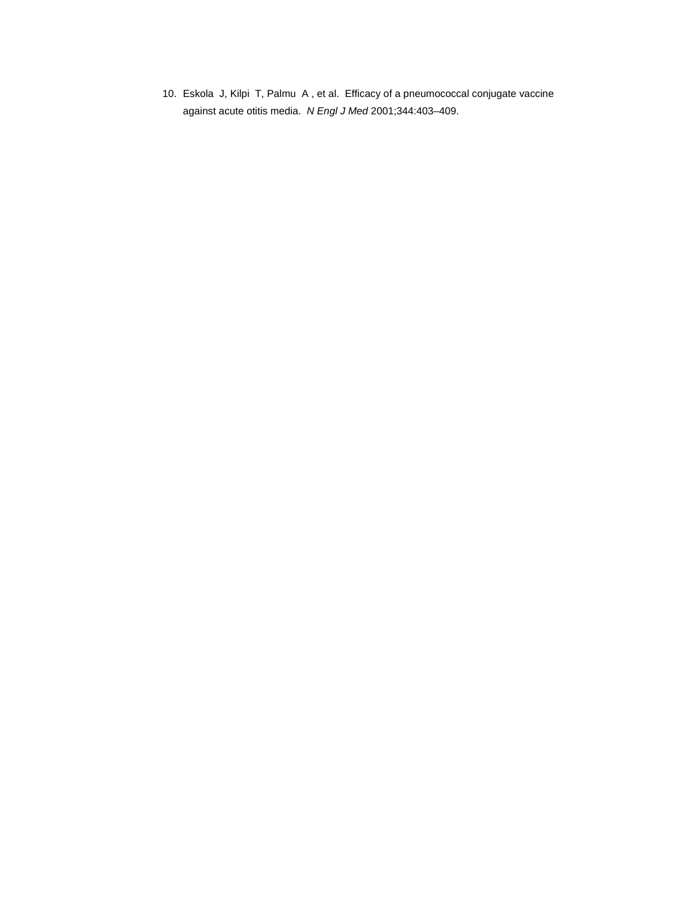10. Eskola J, Kilpi T, Palmu A, et al. Efficacy of a pneumococcal conjugate vaccine against acute otitis media. *N Engl J Med* 2001;344:403–409.